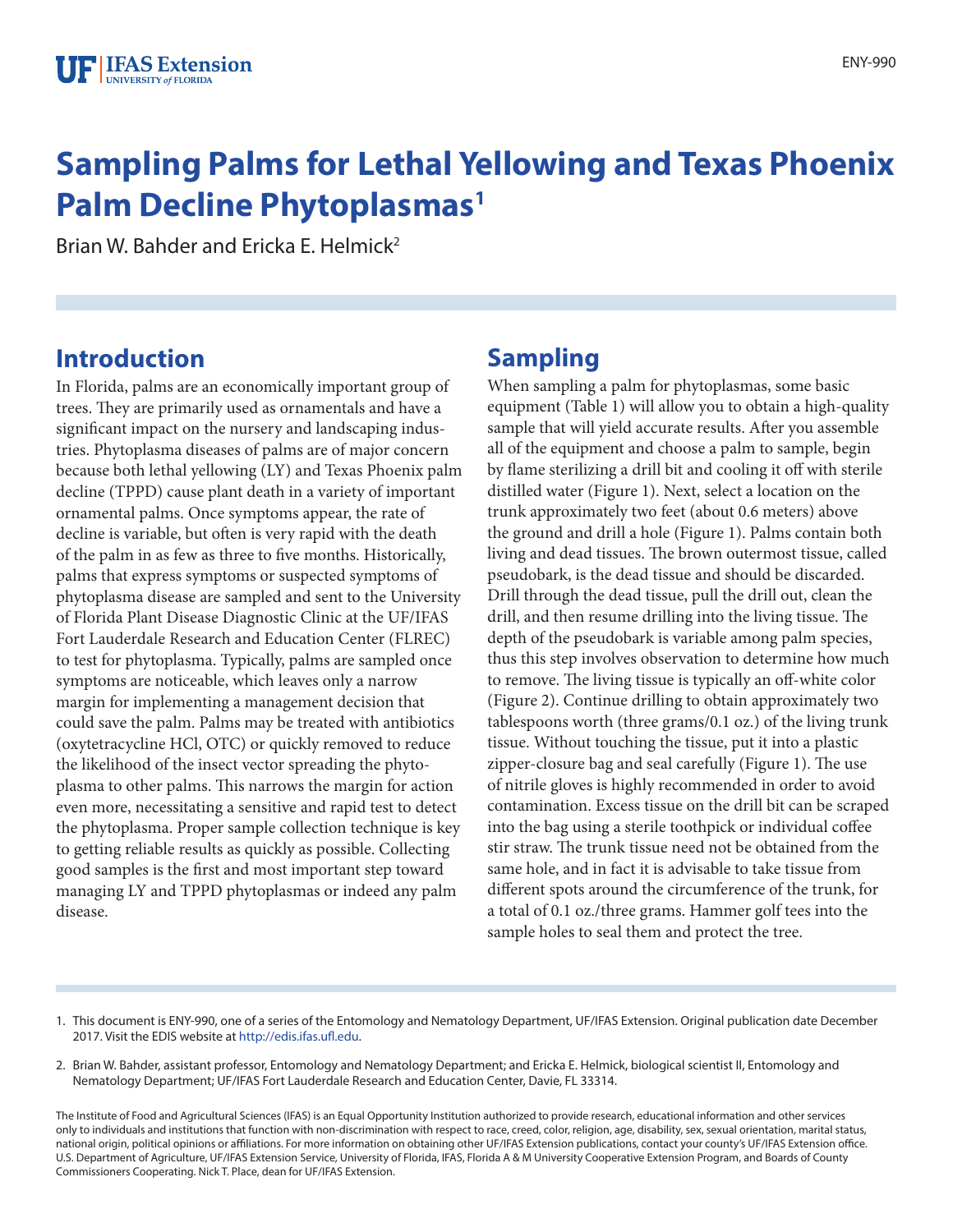# Sampling Palms for Lethal Yellowing and Texas Phoenix Palm Decline Phytoplasmas[1]

Brian W. Bahder and Ericka E. Helmick[2]

## Introduction

In Florida, palms are an economically important group of trees. They are primarily used as ornamentals and have a significant impact on the nursery and landscaping industries. Phytoplasma diseases of palms are of major concern because both lethal yellowing (LY) and Texas Phoenix palm decline (TPPD) cause plant death in a variety of important ornamental palms. Once symptoms appear, the rate of decline is variable, but often is very rapid with the death of the palm in as few as three to five months. Historically, palms that express symptoms or suspected symptoms of phytoplasma disease are sampled and sent to the University of Florida Plant Disease Diagnostic Clinic at the UF/IFAS Fort Lauderdale Research and Education Center (FLREC) to test for phytoplasma. Typically, palms are sampled once symptoms are noticeable, which leaves only a narrow margin for implementing a management decision that could save the palm. Palms may be treated with antibiotics (oxytetracycline HCl, OTC) or quickly removed to reduce the likelihood of the insect vector spreading the phytoplasma to other palms. This narrows the margin for action even more, necessitating a sensitive and rapid test to detect the phytoplasma. Proper sample collection technique is key to getting reliable results as quickly as possible. Collecting good samples is the first and most important step toward managing LY and TPPD phytoplasmas or indeed any palm disease.

## Sampling

When sampling a palm for phytoplasmas, some basic equipment (Table 1) will allow you to obtain a high-quality sample that will yield accurate results. After you assemble all of the equipment and choose a palm to sample, begin by flame sterilizing a drill bit and cooling it off with sterile distilled water (Figure 1). Next, select a location on the trunk approximately two feet (about 0.6 meters) above the ground and drill a hole (Figure 1). Palms contain both living and dead tissues. The brown outermost tissue, called pseudobark, is the dead tissue and should be discarded. Drill through the dead tissue, pull the drill out, clean the drill, and then resume drilling into the living tissue. The depth of the pseudobark is variable among palm species, thus this step involves observation to determine how much to remove. The living tissue is typically an off-white color (Figure 2). Continue drilling to obtain approximately two tablespoons worth (three grams/0.1 oz.) of the living trunk tissue. Without touching the tissue, put it into a plastic zipper-closure bag and seal carefully (Figure 1). The use of nitrile gloves is highly recommended in order to avoid contamination. Excess tissue on the drill bit can be scraped into the bag using a sterile toothpick or individual coffee stir straw. The trunk tissue need not be obtained from the same hole, and in fact it is advisable to take tissue from different spots around the circumference of the trunk, for a total of 0.1 oz./three grams. Hammer golf tees into the sample holes to seal them and protect the tree.

---

1. This document is ENY-990, one of a series of the Entomology and Nematology Department, UF/IFAS Extension. Original publication date December 2017. Visit the EDIS website at http://edis.ifas.ufl.edu.

2. Brian W. Bahder, assistant professor, Entomology and Nematology Department; and Ericka E. Helmick, biological scientist II, Entomology and Nematology Department; UF/IFAS Fort Lauderdale Research and Education Center, Davie, FL 33314.

The Institute of Food and Agricultural Sciences (IFAS) is an Equal Opportunity Institution authorized to provide research, educational information and other services only to individuals and institutions that function with non-discrimination with respect to race, creed, color, religion, age, disability, sex, sexual orientation, marital status, national origin, political opinions or affiliations. For more information on obtaining other UF/IFAS Extension publications, contact your county's UF/IFAS Extension office. U.S. Department of Agriculture, UF/IFAS Extension Service, University of Florida, IFAS, Florida A & M University Cooperative Extension Program, and Boards of County Commissioners Cooperating. Nick T. Place, dean for UF/IFAS Extension.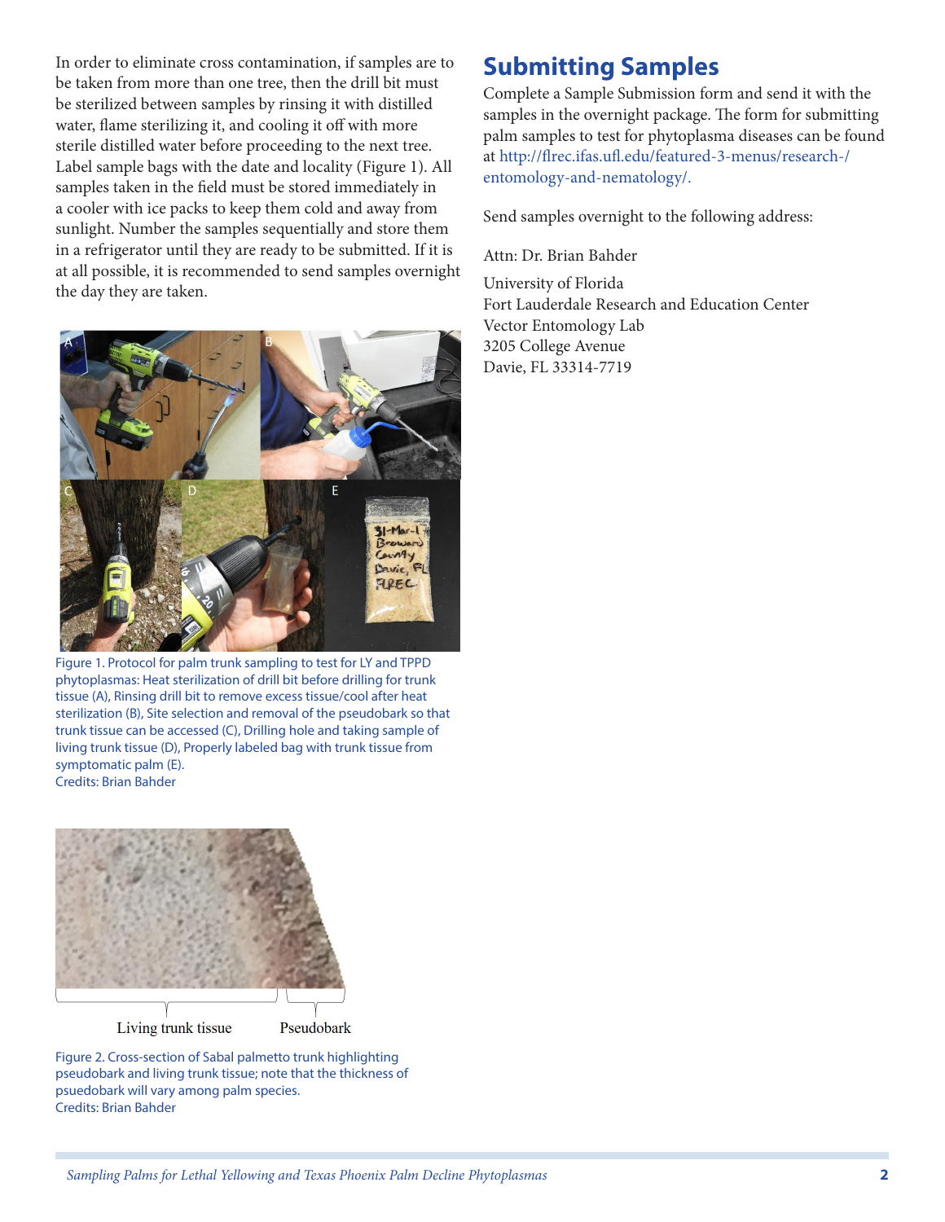In order to eliminate cross contamination, if samples are to be taken from more than one tree, then the drill bit must be sterilized between samples by rinsing it with distilled water, flame sterilizing it, and cooling it off with more sterile distilled water before proceeding to the next tree. Label sample bags with the date and locality (Figure 1). All samples taken in the field must be stored immediately in a cooler with ice packs to keep them cold and away from sunlight. Number the samples sequentially and store them in a refrigerator until they are ready to be submitted. If it is at all possible, it is recommended to send samples overnight the day they are taken.

Figure 1. Protocol for palm trunk sampling to test for LY and TPPD phytoplasmas: Heat sterilization of drill bit before drilling for trunk tissue (A), Rinsing drill bit to remove excess tissue/cool after heat sterilization (B), Site selection and removal of the pseudobark so that trunk tissue can be accessed (C), Drilling hole and taking sample of living trunk tissue (D), Properly labeled bag with trunk tissue from symptomatic palm (E).
Credits: Brian Bahder

Living trunk tissue
Pseudobark

Figure 2. Cross-section of Sabal palmetto trunk highlighting pseudobark and living trunk tissue; note that the thickness of psuedobark will vary among palm species.
Credits: Brian Bahder

## Submitting Samples

Complete a Sample Submission form and send it with the samples in the overnight package. The form for submitting palm samples to test for phytoplasma diseases can be found at http://flrec.ifas.ufl.edu/featured-3-menus/research-/entomology-and-nematology/.

Send samples overnight to the following address:

Attn: Dr. Brian Bahder

University of Florida
Fort Lauderdale Research and Education Center
Vector Entomology Lab
3205 College Avenue
Davie, FL 33314-7719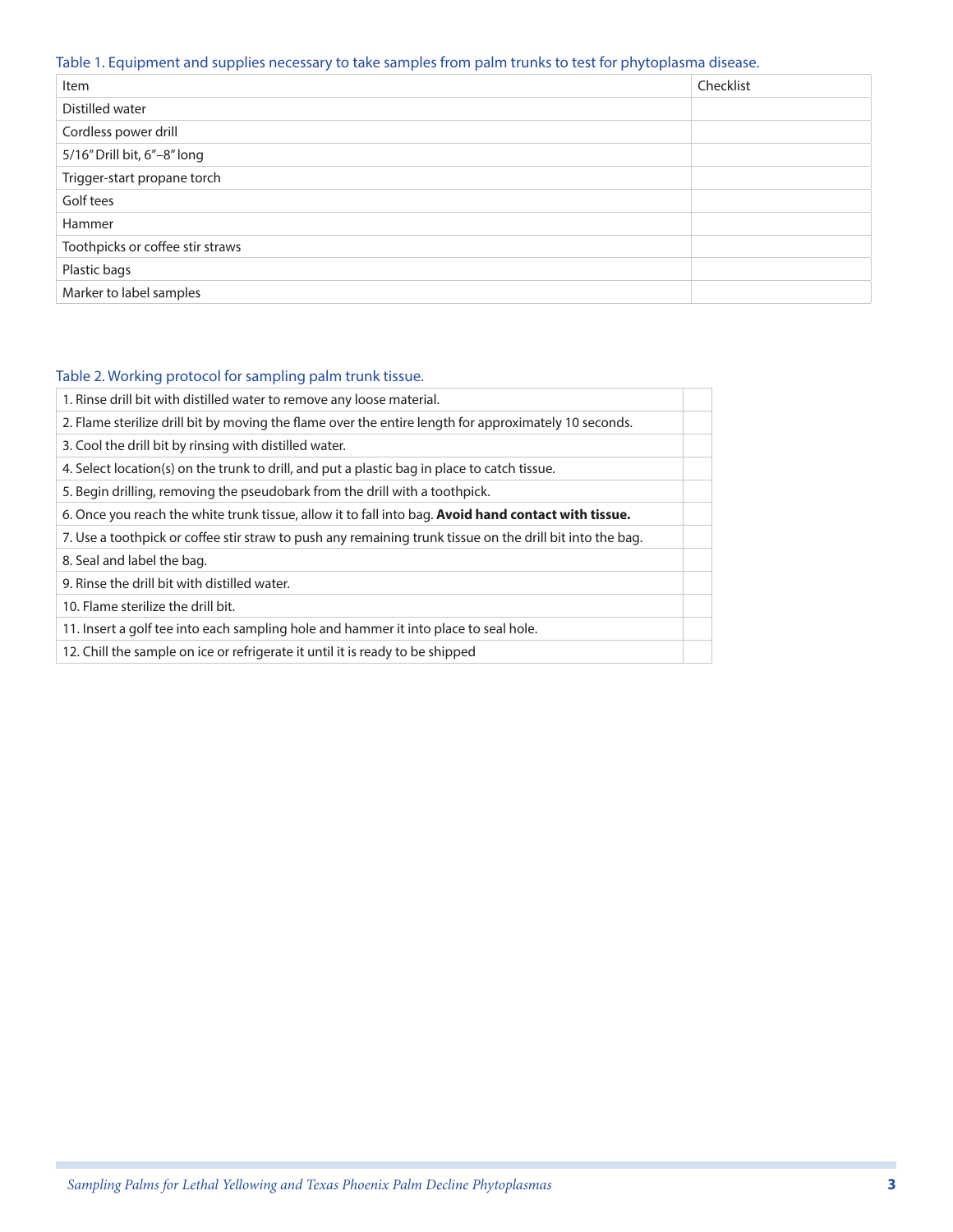Table 1. Equipment and supplies necessary to take samples from palm trunks to test for phytoplasma disease.

| Item | Checklist |
|---|---|
| Distilled water | |
| Cordless power drill | |
| 5/16" Drill bit, 6"–8" long | |
| Trigger-start propane torch | |
| Golf tees | |
| Hammer | |
| Toothpicks or coffee stir straws | |
| Plastic bags | |
| Marker to label samples | |

Table 2. Working protocol for sampling palm trunk tissue.

| | |
|---|---|
| 1. Rinse drill bit with distilled water to remove any loose material. | |
| 2. Flame sterilize drill bit by moving the flame over the entire length for approximately 10 seconds. | |
| 3. Cool the drill bit by rinsing with distilled water. | |
| 4. Select location(s) on the trunk to drill, and put a plastic bag in place to catch tissue. | |
| 5. Begin drilling, removing the pseudobark from the drill with a toothpick. | |
| 6. Once you reach the white trunk tissue, allow it to fall into bag. **Avoid hand contact with tissue.** | |
| 7. Use a toothpick or coffee stir straw to push any remaining trunk tissue on the drill bit into the bag. | |
| 8. Seal and label the bag. | |
| 9. Rinse the drill bit with distilled water. | |
| 10. Flame sterilize the drill bit. | |
| 11. Insert a golf tee into each sampling hole and hammer it into place to seal hole. | |
| 12. Chill the sample on ice or refrigerate it until it is ready to be shipped | |